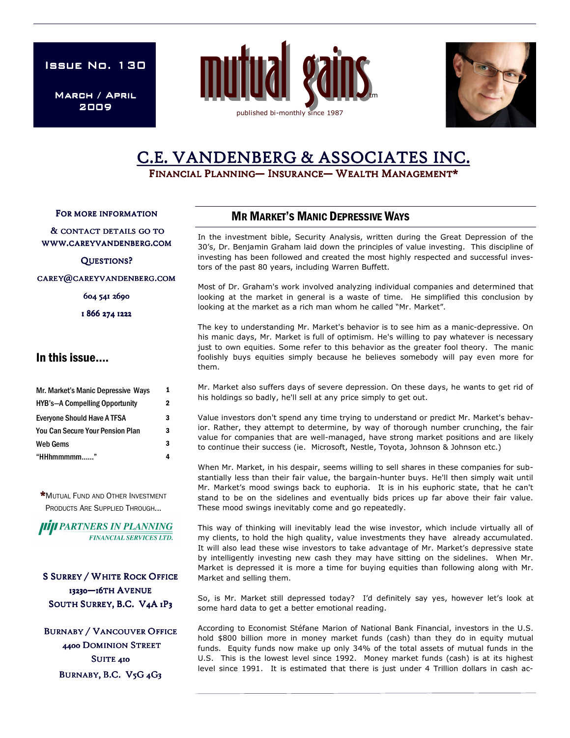Issue No. 130

March / April 2009

# mutual gains™

published bi-monthly since 1987

## C.E. VANDENBERG & ASSOCIATES INC.

FINANCIAL PLANNING— INSURANCE— WEALTH MANAGEMENT*

FOR MORE INFORMATION

& CONTACT DETAILS GO TO WWW.CAREYVANDENBERG.COM

QUESTIONS?

CAREY@CAREYVANDENBERG.COM

604 541 2690

1 866 274 1222

### In this issue....

| | |
|---|---|
| Mr. Market's Manic Depressive Ways | 1 |
| HYB's—A Compelling Opportunity | 2 |
| Everyone Should Have A TFSA | 3 |
| You Can Secure Your Pension Plan | 3 |
| Web Gems | 3 |
| "HHhmmmmm......" | 4 |

*MUTUAL FUND AND OTHER INVESTMENT PRODUCTS ARE SUPPLIED THROUGH...

PARTNERS IN PLANNING FINANCIAL SERVICES LTD.

S SURREY / WHITE ROCK OFFICE
13230—16TH AVENUE
SOUTH SURREY, B.C. V4A 1P3

BURNABY / VANCOUVER OFFICE
4400 DOMINION STREET
SUITE 410
BURNABY, B.C. V5G 4G3

## MR MARKET'S MANIC DEPRESSIVE WAYS

In the investment bible, Security Analysis, written during the Great Depression of the 30's, Dr. Benjamin Graham laid down the principles of value investing. This discipline of investing has been followed and created the most highly respected and successful investors of the past 80 years, including Warren Buffett.

Most of Dr. Graham's work involved analyzing individual companies and determined that looking at the market in general is a waste of time. He simplified this conclusion by looking at the market as a rich man whom he called "Mr. Market".

The key to understanding Mr. Market's behavior is to see him as a manic-depressive. On his manic days, Mr. Market is full of optimism. He's willing to pay whatever is necessary just to own equities. Some refer to this behavior as the greater fool theory. The manic foolishly buys equities simply because he believes somebody will pay even more for them.

Mr. Market also suffers days of severe depression. On these days, he wants to get rid of his holdings so badly, he'll sell at any price simply to get out.

Value investors don't spend any time trying to understand or predict Mr. Market's behavior. Rather, they attempt to determine, by way of thorough number crunching, the fair value for companies that are well-managed, have strong market positions and are likely to continue their success (ie. Microsoft, Nestle, Toyota, Johnson & Johnson etc.)

When Mr. Market, in his despair, seems willing to sell shares in these companies for substantially less than their fair value, the bargain-hunter buys. He'll then simply wait until Mr. Market's mood swings back to euphoria. It is in his euphoric state, that he can't stand to be on the sidelines and eventually bids prices up far above their fair value. These mood swings inevitably come and go repeatedly.

This way of thinking will inevitably lead the wise investor, which include virtually all of my clients, to hold the high quality, value investments they have already accumulated. It will also lead these wise investors to take advantage of Mr. Market's depressive state by intelligently investing new cash they may have sitting on the sidelines. When Mr. Market is depressed it is more a time for buying equities than following along with Mr. Market and selling them.

So, is Mr. Market still depressed today? I'd definitely say yes, however let's look at some hard data to get a better emotional reading.

According to Economist Stéfane Marion of National Bank Financial, investors in the U.S. hold $800 billion more in money market funds (cash) than they do in equity mutual funds. Equity funds now make up only 34% of the total assets of mutual funds in the U.S. This is the lowest level since 1992. Money market funds (cash) is at its highest level since 1991. It is estimated that there is just under 4 Trillion dollars in cash ac-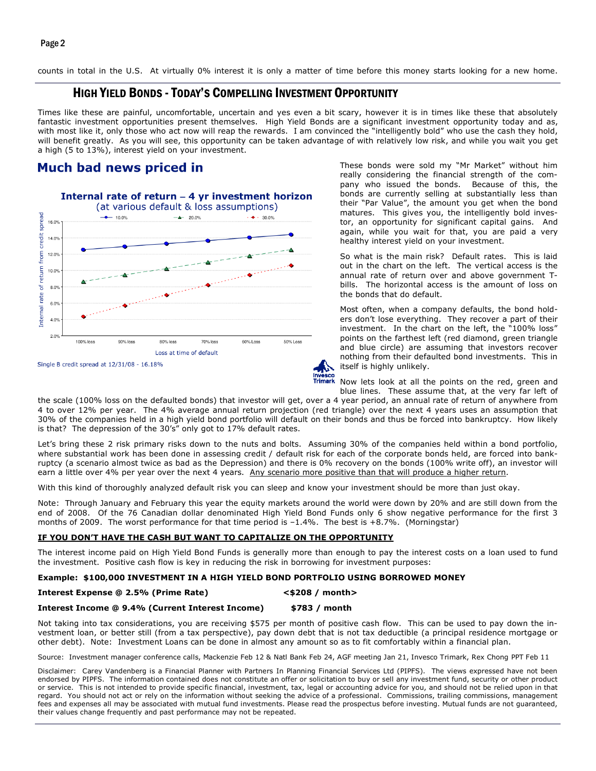counts in total in the U.S. At virtually 0% interest it is only a matter of time before this money starts looking for a new home.

## HIGH YIELD BONDS - TODAY'S COMPELLING INVESTMENT OPPORTUNITY

Times like these are painful, uncomfortable, uncertain and yes even a bit scary, however it is in times like these that absolutely fantastic investment opportunities present themselves. High Yield Bonds are a significant investment opportunity today and as, with most like it, only those who act now will reap the rewards. I am convinced the "intelligently bold" who use the cash they hold, will benefit greatly. As you will see, this opportunity can be taken advantage of with relatively low risk, and while you wait you get a high (5 to 13%), interest yield on your investment.

### Much bad news priced in

**Internal rate of return – 4 yr investment horizon**
(at various default & loss assumptions)

Single B credit spread at 12/31/08 - 16.18%

These bonds were sold my "Mr Market" without him really considering the financial strength of the company who issued the bonds. Because of this, the bonds are currently selling at substantially less than their "Par Value", the amount you get when the bond matures. This gives you, the intelligently bold investor, an opportunity for significant capital gains. And again, while you wait for that, you are paid a very healthy interest yield on your investment.

So what is the main risk? Default rates. This is laid out in the chart on the left. The vertical access is the annual rate of return over and above government T-bills. The horizontal access is the amount of loss on the bonds that do default.

Most often, when a company defaults, the bond holders don't lose everything. They recover a part of their investment. In the chart on the left, the "100% loss" points on the farthest left (red diamond, green triangle and blue circle) are assuming that investors recover nothing from their defaulted bond investments. This in itself is highly unlikely.

Now lets look at all the points on the red, green and blue lines. These assume that, at the very far left of the scale (100% loss on the defaulted bonds) that investor will get, over a 4 year period, an annual rate of return of anywhere from 4 to over 12% per year. The 4% average annual return projection (red triangle) over the next 4 years uses an assumption that 30% of the companies held in a high yield bond portfolio will default on their bonds and thus be forced into bankruptcy. How likely is that? The depression of the 30's" only got to 17% default rates.

Let's bring these 2 risk primary risks down to the nuts and bolts. Assuming 30% of the companies held within a bond portfolio, where substantial work has been done in assessing credit / default risk for each of the corporate bonds held, are forced into bankruptcy (a scenario almost twice as bad as the Depression) and there is 0% recovery on the bonds (100% write off), an investor will earn a little over 4% per year over the next 4 years. Any scenario more positive than that will produce a higher return.

With this kind of thoroughly analyzed default risk you can sleep and know your investment should be more than just okay.

Note: Through January and February this year the equity markets around the world were down by 20% and are still down from the end of 2008. Of the 76 Canadian dollar denominated High Yield Bond Funds only 6 show negative performance for the first 3 months of 2009. The worst performance for that time period is –1.4%. The best is +8.7%. (Morningstar)

#### IF YOU DON'T HAVE THE CASH BUT WANT TO CAPITALIZE ON THE OPPORTUNITY

The interest income paid on High Yield Bond Funds is generally more than enough to pay the interest costs on a loan used to fund the investment. Positive cash flow is key in reducing the risk in borrowing for investment purposes:

**Example: $100,000 INVESTMENT IN A HIGH YIELD BOND PORTFOLIO USING BORROWED MONEY**

| | |
|---|---|
| **Interest Expense @ 2.5% (Prime Rate)** | **<$208 / month>** |
| **Interest Income @ 9.4% (Current Interest Income)** | **$783 / month** |

Not taking into tax considerations, you are receiving $575 per month of positive cash flow. This can be used to pay down the investment loan, or better still (from a tax perspective), pay down debt that is not tax deductible (a principal residence mortgage or other debt). Note: Investment Loans can be done in almost any amount so as to fit comfortably within a financial plan.

Source: Investment manager conference calls, Mackenzie Feb 12 & Natl Bank Feb 24, AGF meeting Jan 21, Invesco Trimark, Rex Chong PPT Feb 11

Disclaimer: Carey Vandenberg is a Financial Planner with Partners In Planning Financial Services Ltd (PIPFS). The views expressed have not been endorsed by PIPFS. The information contained does not constitute an offer or solicitation to buy or sell any investment fund, security or other product or service. This is not intended to provide specific financial, investment, tax, legal or accounting advice for you, and should not be relied upon in that regard. You should not act or rely on the information without seeking the advice of a professional. Commissions, trailing commissions, management fees and expenses all may be associated with mutual fund investments. Please read the prospectus before investing. Mutual funds are not guaranteed, their values change frequently and past performance may not be repeated.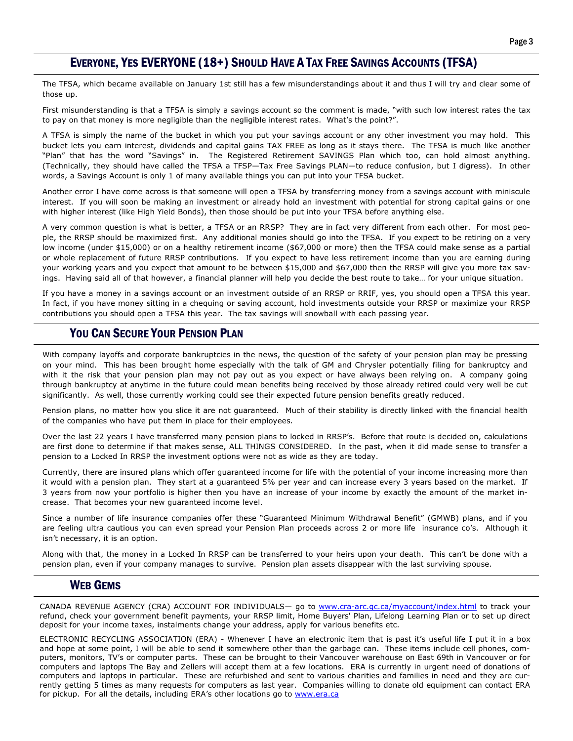## Everyone, Yes EVERYONE (18+) Should Have A Tax Free Savings Accounts (TFSA)

The TFSA, which became available on January 1st still has a few misunderstandings about it and thus I will try and clear some of those up.

First misunderstanding is that a TFSA is simply a savings account so the comment is made, "with such low interest rates the tax to pay on that money is more negligible than the negligible interest rates. What's the point?".

A TFSA is simply the name of the bucket in which you put your savings account or any other investment you may hold. This bucket lets you earn interest, dividends and capital gains TAX FREE as long as it stays there. The TFSA is much like another "Plan" that has the word "Savings" in. The Registered Retirement SAVINGS Plan which too, can hold almost anything. (Technically, they should have called the TFSA a TFSP—Tax Free Savings PLAN—to reduce confusion, but I digress). In other words, a Savings Account is only 1 of many available things you can put into your TFSA bucket.

Another error I have come across is that someone will open a TFSA by transferring money from a savings account with miniscule interest. If you will soon be making an investment or already hold an investment with potential for strong capital gains or one with higher interest (like High Yield Bonds), then those should be put into your TFSA before anything else.

A very common question is what is better, a TFSA or an RRSP? They are in fact very different from each other. For most people, the RRSP should be maximized first. Any additional monies should go into the TFSA. If you expect to be retiring on a very low income (under $15,000) or on a healthy retirement income ($67,000 or more) then the TFSA could make sense as a partial or whole replacement of future RRSP contributions. If you expect to have less retirement income than you are earning during your working years and you expect that amount to be between $15,000 and $67,000 then the RRSP will give you more tax savings. Having said all of that however, a financial planner will help you decide the best route to take… for your unique situation.

If you have a money in a savings account or an investment outside of an RRSP or RRIF, yes, you should open a TFSA this year. In fact, if you have money sitting in a chequing or saving account, hold investments outside your RRSP or maximize your RRSP contributions you should open a TFSA this year. The tax savings will snowball with each passing year.

## You Can Secure Your Pension Plan

With company layoffs and corporate bankruptcies in the news, the question of the safety of your pension plan may be pressing on your mind. This has been brought home especially with the talk of GM and Chrysler potentially filing for bankruptcy and with it the risk that your pension plan may not pay out as you expect or have always been relying on. A company going through bankruptcy at anytime in the future could mean benefits being received by those already retired could very well be cut significantly. As well, those currently working could see their expected future pension benefits greatly reduced.

Pension plans, no matter how you slice it are not guaranteed. Much of their stability is directly linked with the financial health of the companies who have put them in place for their employees.

Over the last 22 years I have transferred many pension plans to locked in RRSP's. Before that route is decided on, calculations are first done to determine if that makes sense, ALL THINGS CONSIDERED. In the past, when it did made sense to transfer a pension to a Locked In RRSP the investment options were not as wide as they are today.

Currently, there are insured plans which offer guaranteed income for life with the potential of your income increasing more than it would with a pension plan. They start at a guaranteed 5% per year and can increase every 3 years based on the market. If 3 years from now your portfolio is higher then you have an increase of your income by exactly the amount of the market increase. That becomes your new guaranteed income level.

Since a number of life insurance companies offer these "Guaranteed Minimum Withdrawal Benefit" (GMWB) plans, and if you are feeling ultra cautious you can even spread your Pension Plan proceeds across 2 or more life insurance co's. Although it isn't necessary, it is an option.

Along with that, the money in a Locked In RRSP can be transferred to your heirs upon your death. This can't be done with a pension plan, even if your company manages to survive. Pension plan assets disappear with the last surviving spouse.

## Web Gems

CANADA REVENUE AGENCY (CRA) ACCOUNT FOR INDIVIDUALS— go to www.cra-arc.gc.ca/myaccount/index.html to track your refund, check your government benefit payments, your RRSP limit, Home Buyers' Plan, Lifelong Learning Plan or to set up direct deposit for your income taxes, instalments change your address, apply for various benefits etc.

ELECTRONIC RECYCLING ASSOCIATION (ERA) - Whenever I have an electronic item that is past it's useful life I put it in a box and hope at some point, I will be able to send it somewhere other than the garbage can. These items include cell phones, computers, monitors, TV's or computer parts. These can be brought to their Vancouver warehouse on East 69th in Vancouver or for computers and laptops The Bay and Zellers will accept them at a few locations. ERA is currently in urgent need of donations of computers and laptops in particular. These are refurbished and sent to various charities and families in need and they are currently getting 5 times as many requests for computers as last year. Companies willing to donate old equipment can contact ERA for pickup. For all the details, including ERA's other locations go to www.era.ca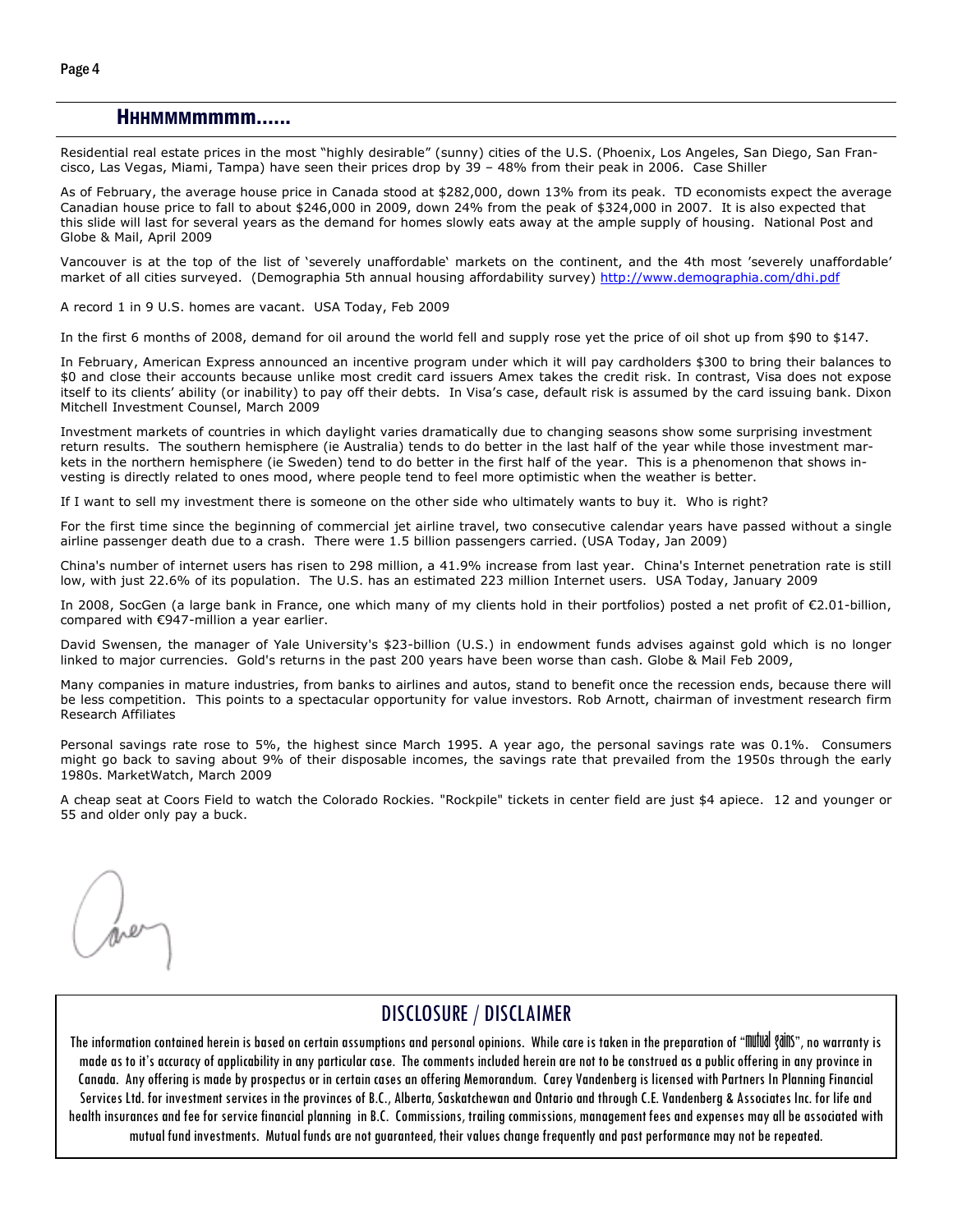## Hhhmmmmmmm......

Residential real estate prices in the most "highly desirable" (sunny) cities of the U.S. (Phoenix, Los Angeles, San Diego, San Francisco, Las Vegas, Miami, Tampa) have seen their prices drop by 39 – 48% from their peak in 2006. Case Shiller

As of February, the average house price in Canada stood at $282,000, down 13% from its peak. TD economists expect the average Canadian house price to fall to about $246,000 in 2009, down 24% from the peak of $324,000 in 2007. It is also expected that this slide will last for several years as the demand for homes slowly eats away at the ample supply of housing. National Post and Globe & Mail, April 2009

Vancouver is at the top of the list of 'severely unaffordable' markets on the continent, and the 4th most 'severely unaffordable' market of all cities surveyed. (Demographia 5th annual housing affordability survey) http://www.demographia.com/dhi.pdf

A record 1 in 9 U.S. homes are vacant. USA Today, Feb 2009

In the first 6 months of 2008, demand for oil around the world fell and supply rose yet the price of oil shot up from $90 to $147.

In February, American Express announced an incentive program under which it will pay cardholders $300 to bring their balances to $0 and close their accounts because unlike most credit card issuers Amex takes the credit risk. In contrast, Visa does not expose itself to its clients' ability (or inability) to pay off their debts. In Visa's case, default risk is assumed by the card issuing bank. Dixon Mitchell Investment Counsel, March 2009

Investment markets of countries in which daylight varies dramatically due to changing seasons show some surprising investment return results. The southern hemisphere (ie Australia) tends to do better in the last half of the year while those investment markets in the northern hemisphere (ie Sweden) tend to do better in the first half of the year. This is a phenomenon that shows investing is directly related to ones mood, where people tend to feel more optimistic when the weather is better.

If I want to sell my investment there is someone on the other side who ultimately wants to buy it. Who is right?

For the first time since the beginning of commercial jet airline travel, two consecutive calendar years have passed without a single airline passenger death due to a crash. There were 1.5 billion passengers carried. (USA Today, Jan 2009)

China's number of internet users has risen to 298 million, a 41.9% increase from last year. China's Internet penetration rate is still low, with just 22.6% of its population. The U.S. has an estimated 223 million Internet users. USA Today, January 2009

In 2008, SocGen (a large bank in France, one which many of my clients hold in their portfolios) posted a net profit of €2.01-billion, compared with €947-million a year earlier.

David Swensen, the manager of Yale University's $23-billion (U.S.) in endowment funds advises against gold which is no longer linked to major currencies. Gold's returns in the past 200 years have been worse than cash. Globe & Mail Feb 2009,

Many companies in mature industries, from banks to airlines and autos, stand to benefit once the recession ends, because there will be less competition. This points to a spectacular opportunity for value investors. Rob Arnott, chairman of investment research firm Research Affiliates

Personal savings rate rose to 5%, the highest since March 1995. A year ago, the personal savings rate was 0.1%. Consumers might go back to saving about 9% of their disposable incomes, the savings rate that prevailed from the 1950s through the early 1980s. MarketWatch, March 2009

A cheap seat at Coors Field to watch the Colorado Rockies. "Rockpile" tickets in center field are just $4 apiece. 12 and younger or 55 and older only pay a buck.

Carey

## DISCLOSURE / DISCLAIMER

The information contained herein is based on certain assumptions and personal opinions. While care is taken in the preparation of "mutual gains", no warranty is made as to it's accuracy of applicability in any particular case. The comments included herein are not to be construed as a public offering in any province in Canada. Any offering is made by prospectus or in certain cases an offering Memorandum. Carey Vandenberg is licensed with Partners In Planning Financial Services Ltd. for investment services in the provinces of B.C., Alberta, Saskatchewan and Ontario and through C.E. Vandenberg & Associates Inc. for life and health insurances and fee for service financial planning in B.C. Commissions, trailing commissions, management fees and expenses may all be associated with mutual fund investments. Mutual funds are not guaranteed, their values change frequently and past performance may not be repeated.